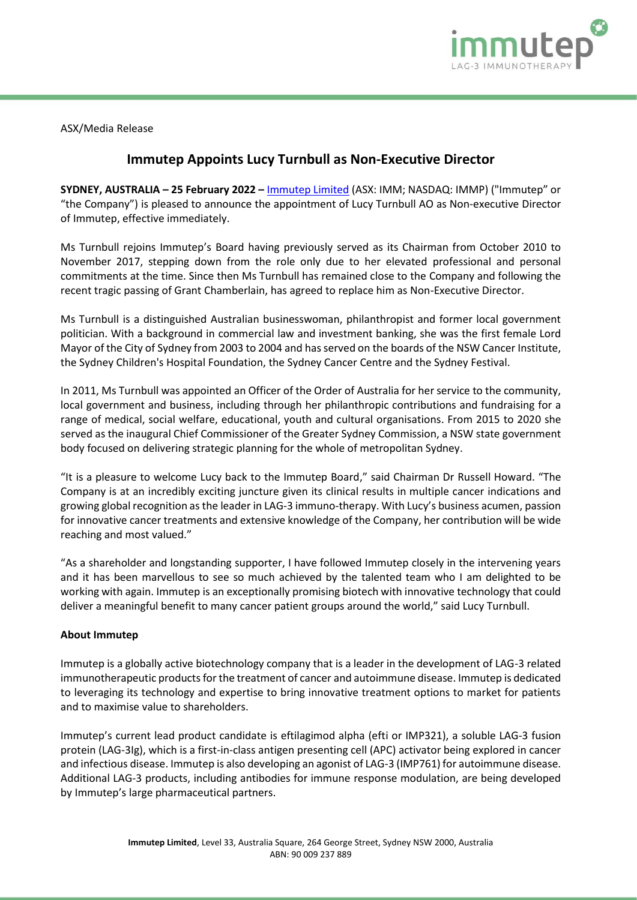ASX/Media Release

# Immutep Appoints Lucy Turnbull as Non-Executive Director

**SYDNEY, AUSTRALIA – 25 February 2022 –** Immutep Limited (ASX: IMM; NASDAQ: IMMP) ("Immutep" or "the Company") is pleased to announce the appointment of Lucy Turnbull AO as Non-executive Director of Immutep, effective immediately.

Ms Turnbull rejoins Immutep's Board having previously served as its Chairman from October 2010 to November 2017, stepping down from the role only due to her elevated professional and personal commitments at the time. Since then Ms Turnbull has remained close to the Company and following the recent tragic passing of Grant Chamberlain, has agreed to replace him as Non-Executive Director.

Ms Turnbull is a distinguished Australian businesswoman, philanthropist and former local government politician. With a background in commercial law and investment banking, she was the first female Lord Mayor of the City of Sydney from 2003 to 2004 and has served on the boards of the NSW Cancer Institute, the Sydney Children's Hospital Foundation, the Sydney Cancer Centre and the Sydney Festival.

In 2011, Ms Turnbull was appointed an Officer of the Order of Australia for her service to the community, local government and business, including through her philanthropic contributions and fundraising for a range of medical, social welfare, educational, youth and cultural organisations. From 2015 to 2020 she served as the inaugural Chief Commissioner of the Greater Sydney Commission, a NSW state government body focused on delivering strategic planning for the whole of metropolitan Sydney.

"It is a pleasure to welcome Lucy back to the Immutep Board," said Chairman Dr Russell Howard. "The Company is at an incredibly exciting juncture given its clinical results in multiple cancer indications and growing global recognition as the leader in LAG-3 immuno-therapy. With Lucy's business acumen, passion for innovative cancer treatments and extensive knowledge of the Company, her contribution will be wide reaching and most valued."

"As a shareholder and longstanding supporter, I have followed Immutep closely in the intervening years and it has been marvellous to see so much achieved by the talented team who I am delighted to be working with again. Immutep is an exceptionally promising biotech with innovative technology that could deliver a meaningful benefit to many cancer patient groups around the world," said Lucy Turnbull.

**About Immutep**

Immutep is a globally active biotechnology company that is a leader in the development of LAG-3 related immunotherapeutic products for the treatment of cancer and autoimmune disease. Immutep is dedicated to leveraging its technology and expertise to bring innovative treatment options to market for patients and to maximise value to shareholders.

Immutep's current lead product candidate is eftilagimod alpha (efti or IMP321), a soluble LAG-3 fusion protein (LAG-3Ig), which is a first-in-class antigen presenting cell (APC) activator being explored in cancer and infectious disease. Immutep is also developing an agonist of LAG-3 (IMP761) for autoimmune disease. Additional LAG-3 products, including antibodies for immune response modulation, are being developed by Immutep's large pharmaceutical partners.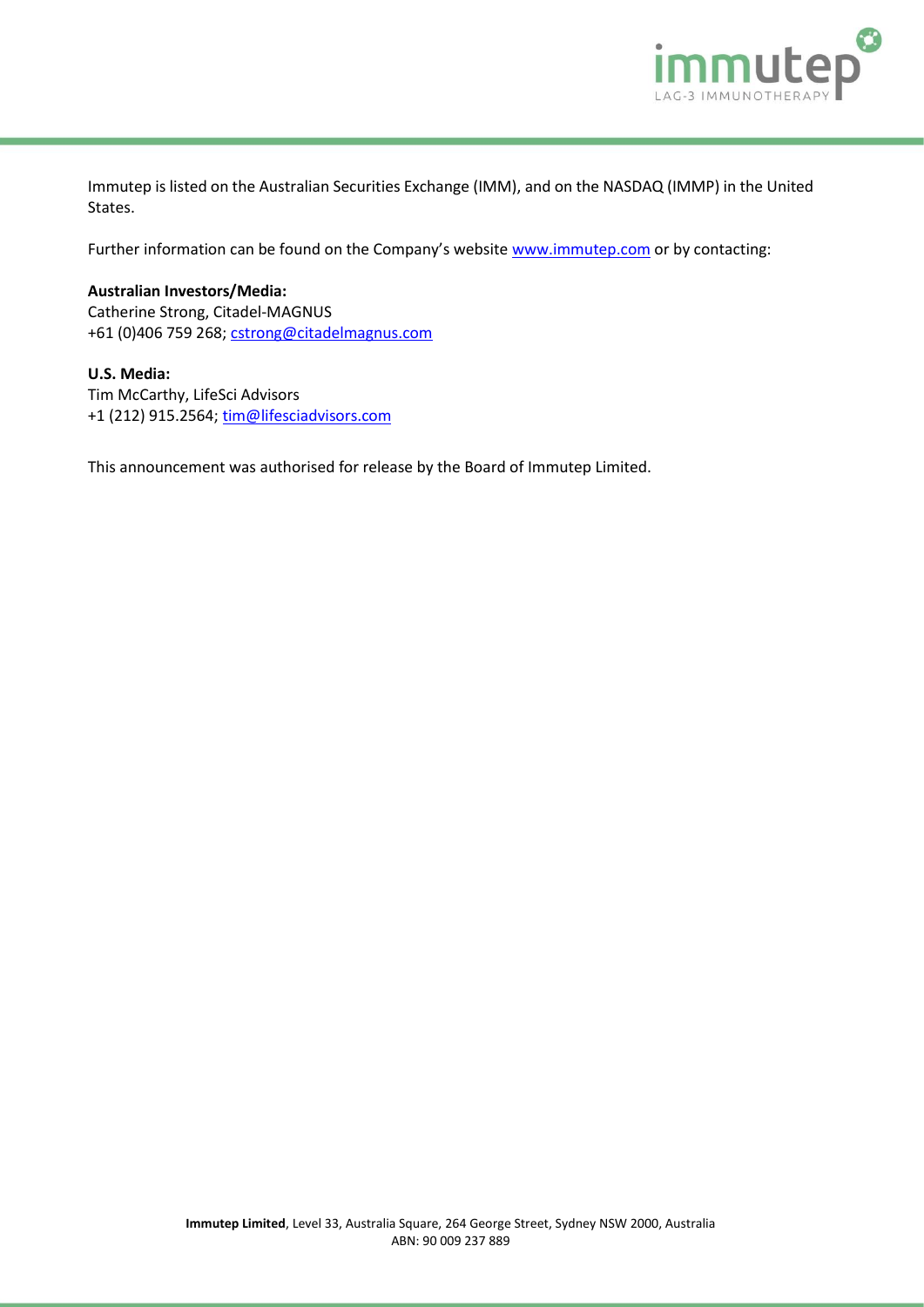Immutep is listed on the Australian Securities Exchange (IMM), and on the NASDAQ (IMMP) in the United States.

Further information can be found on the Company's website www.immutep.com or by contacting:

**Australian Investors/Media:**
Catherine Strong, Citadel-MAGNUS
+61 (0)406 759 268; cstrong@citadelmagnus.com

**U.S. Media:**
Tim McCarthy, LifeSci Advisors
+1 (212) 915.2564; tim@lifesciadvisors.com

This announcement was authorised for release by the Board of Immutep Limited.